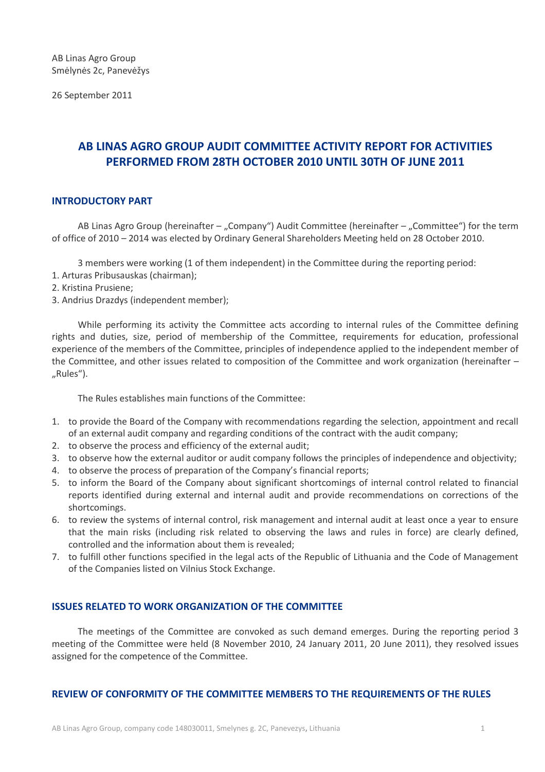AB Linas Agro Group
Smėlynės 2c, Panevėžys

26 September 2011

# AB LINAS AGRO GROUP AUDIT COMMITTEE ACTIVITY REPORT FOR ACTIVITIES PERFORMED FROM 28TH OCTOBER 2010 UNTIL 30TH OF JUNE 2011

## INTRODUCTORY PART

AB Linas Agro Group (hereinafter – „Company") Audit Committee (hereinafter – „Committee") for the term of office of 2010 – 2014 was elected by Ordinary General Shareholders Meeting held on 28 October 2010.

3 members were working (1 of them independent) in the Committee during the reporting period:
1. Arturas Pribusauskas (chairman);
2. Kristina Prusiene;
3. Andrius Drazdys (independent member);

While performing its activity the Committee acts according to internal rules of the Committee defining rights and duties, size, period of membership of the Committee, requirements for education, professional experience of the members of the Committee, principles of independence applied to the independent member of the Committee, and other issues related to composition of the Committee and work organization (hereinafter – „Rules").

The Rules establishes main functions of the Committee:

1. to provide the Board of the Company with recommendations regarding the selection, appointment and recall of an external audit company and regarding conditions of the contract with the audit company;
2. to observe the process and efficiency of the external audit;
3. to observe how the external auditor or audit company follows the principles of independence and objectivity;
4. to observe the process of preparation of the Company's financial reports;
5. to inform the Board of the Company about significant shortcomings of internal control related to financial reports identified during external and internal audit and provide recommendations on corrections of the shortcomings.
6. to review the systems of internal control, risk management and internal audit at least once a year to ensure that the main risks (including risk related to observing the laws and rules in force) are clearly defined, controlled and the information about them is revealed;
7. to fulfill other functions specified in the legal acts of the Republic of Lithuania and the Code of Management of the Companies listed on Vilnius Stock Exchange.

## ISSUES RELATED TO WORK ORGANIZATION OF THE COMMITTEE

The meetings of the Committee are convoked as such demand emerges. During the reporting period 3 meeting of the Committee were held (8 November 2010, 24 January 2011, 20 June 2011), they resolved issues assigned for the competence of the Committee.

## REVIEW OF CONFORMITY OF THE COMMITTEE MEMBERS TO THE REQUIREMENTS OF THE RULES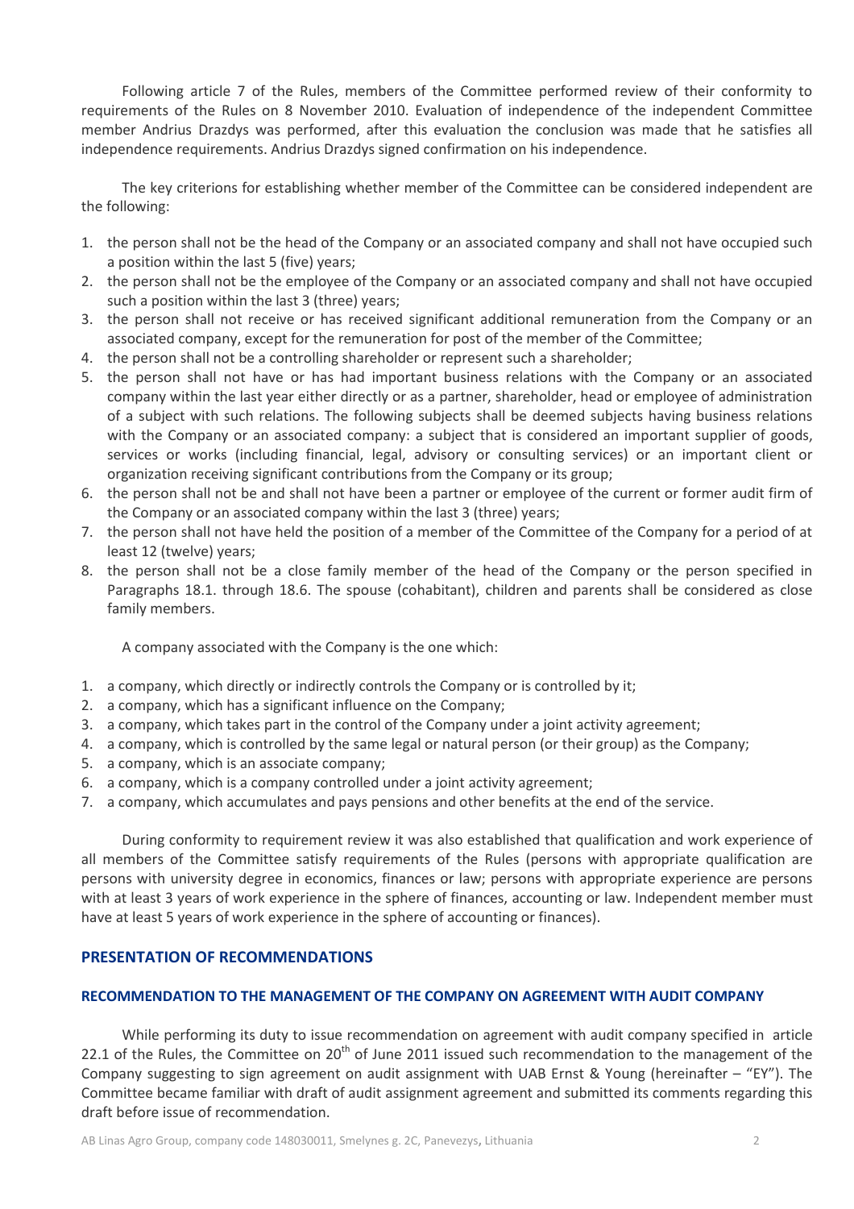Following article 7 of the Rules, members of the Committee performed review of their conformity to requirements of the Rules on 8 November 2010. Evaluation of independence of the independent Committee member Andrius Drazdys was performed, after this evaluation the conclusion was made that he satisfies all independence requirements. Andrius Drazdys signed confirmation on his independence.

The key criterions for establishing whether member of the Committee can be considered independent are the following:

1. the person shall not be the head of the Company or an associated company and shall not have occupied such a position within the last 5 (five) years;
2. the person shall not be the employee of the Company or an associated company and shall not have occupied such a position within the last 3 (three) years;
3. the person shall not receive or has received significant additional remuneration from the Company or an associated company, except for the remuneration for post of the member of the Committee;
4. the person shall not be a controlling shareholder or represent such a shareholder;
5. the person shall not have or has had important business relations with the Company or an associated company within the last year either directly or as a partner, shareholder, head or employee of administration of a subject with such relations. The following subjects shall be deemed subjects having business relations with the Company or an associated company: a subject that is considered an important supplier of goods, services or works (including financial, legal, advisory or consulting services) or an important client or organization receiving significant contributions from the Company or its group;
6. the person shall not be and shall not have been a partner or employee of the current or former audit firm of the Company or an associated company within the last 3 (three) years;
7. the person shall not have held the position of a member of the Committee of the Company for a period of at least 12 (twelve) years;
8. the person shall not be a close family member of the head of the Company or the person specified in Paragraphs 18.1. through 18.6. The spouse (cohabitant), children and parents shall be considered as close family members.

A company associated with the Company is the one which:

1. a company, which directly or indirectly controls the Company or is controlled by it;
2. a company, which has a significant influence on the Company;
3. a company, which takes part in the control of the Company under a joint activity agreement;
4. a company, which is controlled by the same legal or natural person (or their group) as the Company;
5. a company, which is an associate company;
6. a company, which is a company controlled under a joint activity agreement;
7. a company, which accumulates and pays pensions and other benefits at the end of the service.

During conformity to requirement review it was also established that qualification and work experience of all members of the Committee satisfy requirements of the Rules (persons with appropriate qualification are persons with university degree in economics, finances or law; persons with appropriate experience are persons with at least 3 years of work experience in the sphere of finances, accounting or law. Independent member must have at least 5 years of work experience in the sphere of accounting or finances).

## PRESENTATION OF RECOMMENDATIONS

### RECOMMENDATION TO THE MANAGEMENT OF THE COMPANY ON AGREEMENT WITH AUDIT COMPANY

While performing its duty to issue recommendation on agreement with audit company specified in article 22.1 of the Rules, the Committee on 20th of June 2011 issued such recommendation to the management of the Company suggesting to sign agreement on audit assignment with UAB Ernst & Young (hereinafter – "EY"). The Committee became familiar with draft of audit assignment agreement and submitted its comments regarding this draft before issue of recommendation.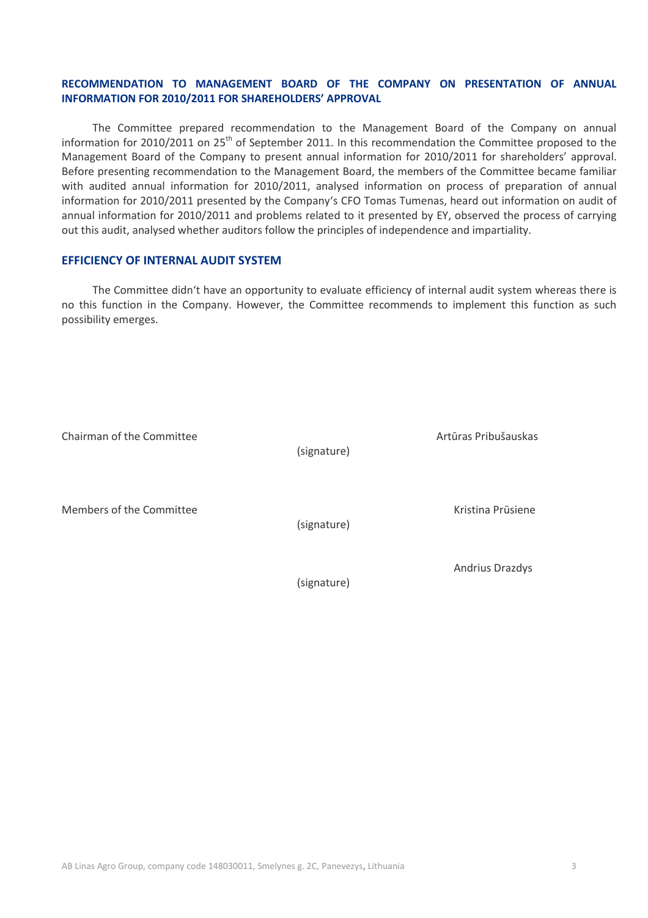## RECOMMENDATION TO MANAGEMENT BOARD OF THE COMPANY ON PRESENTATION OF ANNUAL INFORMATION FOR 2010/2011 FOR SHAREHOLDERS' APPROVAL

The Committee prepared recommendation to the Management Board of the Company on annual information for 2010/2011 on 25th of September 2011. In this recommendation the Committee proposed to the Management Board of the Company to present annual information for 2010/2011 for shareholders' approval. Before presenting recommendation to the Management Board, the members of the Committee became familiar with audited annual information for 2010/2011, analysed information on process of preparation of annual information for 2010/2011 presented by the Company's CFO Tomas Tumenas, heard out information on audit of annual information for 2010/2011 and problems related to it presented by EY, observed the process of carrying out this audit, analysed whether auditors follow the principles of independence and impartiality.

## EFFICIENCY OF INTERNAL AUDIT SYSTEM

The Committee didn't have an opportunity to evaluate efficiency of internal audit system whereas there is no this function in the Company. However, the Committee recommends to implement this function as such possibility emerges.

Chairman of the Committee (signature) Artūras Pribušauskas

Members of the Committee (signature) Kristina Prūsiene

(signature) Andrius Drazdys